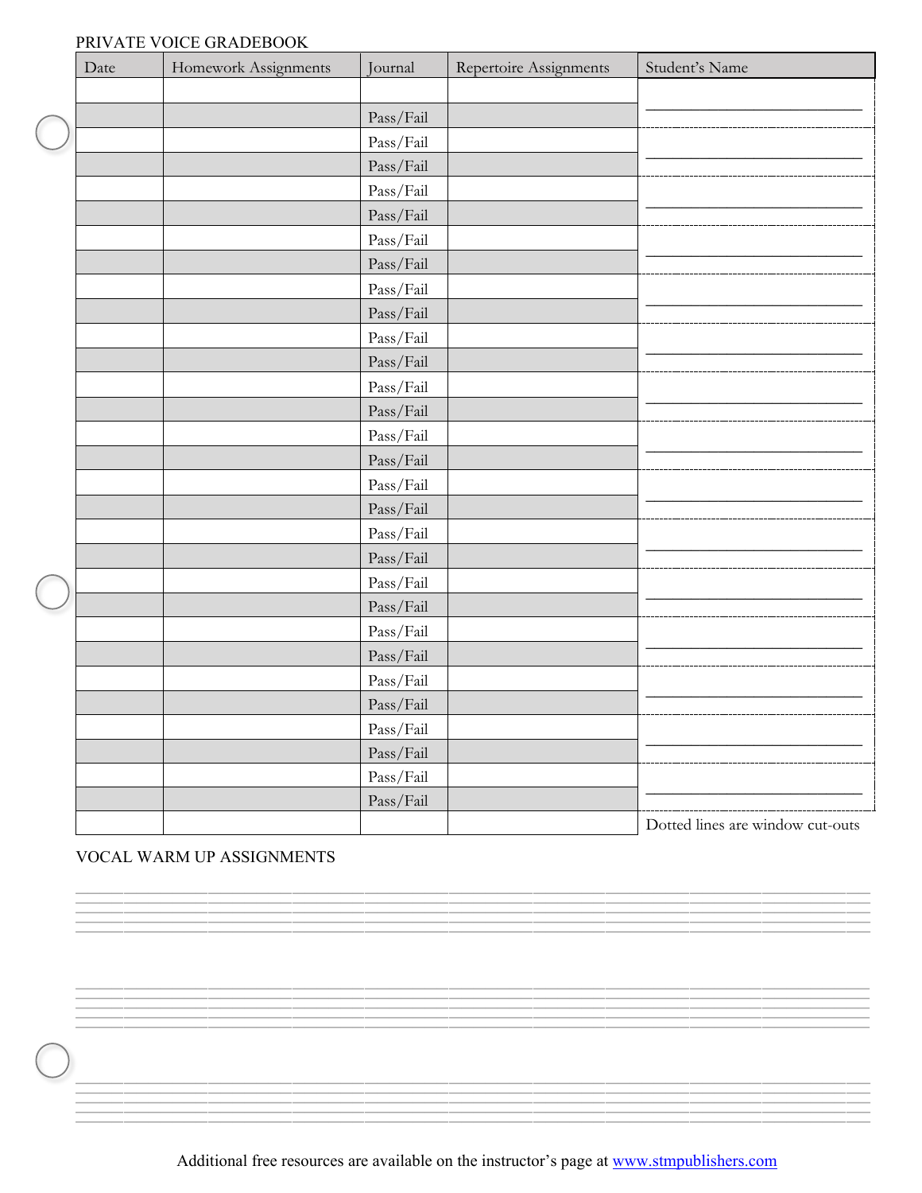PRIVATE VOICE GRADEBOOK

| Date | Homework Assignments | Journal | Repertoire Assignments | Student's Name |
|---|---|---|---|---|
| | | | | ___________________ |
| | | Pass/Fail | | |
| | | Pass/Fail | | ___________________ |
| | | Pass/Fail | | |
| | | Pass/Fail | | ___________________ |
| | | Pass/Fail | | |
| | | Pass/Fail | | ___________________ |
| | | Pass/Fail | | |
| | | Pass/Fail | | ___________________ |
| | | Pass/Fail | | |
| | | Pass/Fail | | ___________________ |
| | | Pass/Fail | | |
| | | Pass/Fail | | ___________________ |
| | | Pass/Fail | | |
| | | Pass/Fail | | ___________________ |
| | | Pass/Fail | | |
| | | Pass/Fail | | ___________________ |
| | | Pass/Fail | | |
| | | Pass/Fail | | ___________________ |
| | | Pass/Fail | | |
| | | Pass/Fail | | ___________________ |
| | | Pass/Fail | | |
| | | Pass/Fail | | ___________________ |
| | | Pass/Fail | | |
| | | Pass/Fail | | ___________________ |
| | | Pass/Fail | | |
| | | Pass/Fail | | ___________________ |
| | | Pass/Fail | | |
| | | Pass/Fail | | ___________________ |
| | | Pass/Fail | | |
| | | | | Dotted lines are window cut-outs |

VOCAL WARM UP ASSIGNMENTS

Additional free resources are available on the instructor's page at www.stmpublishers.com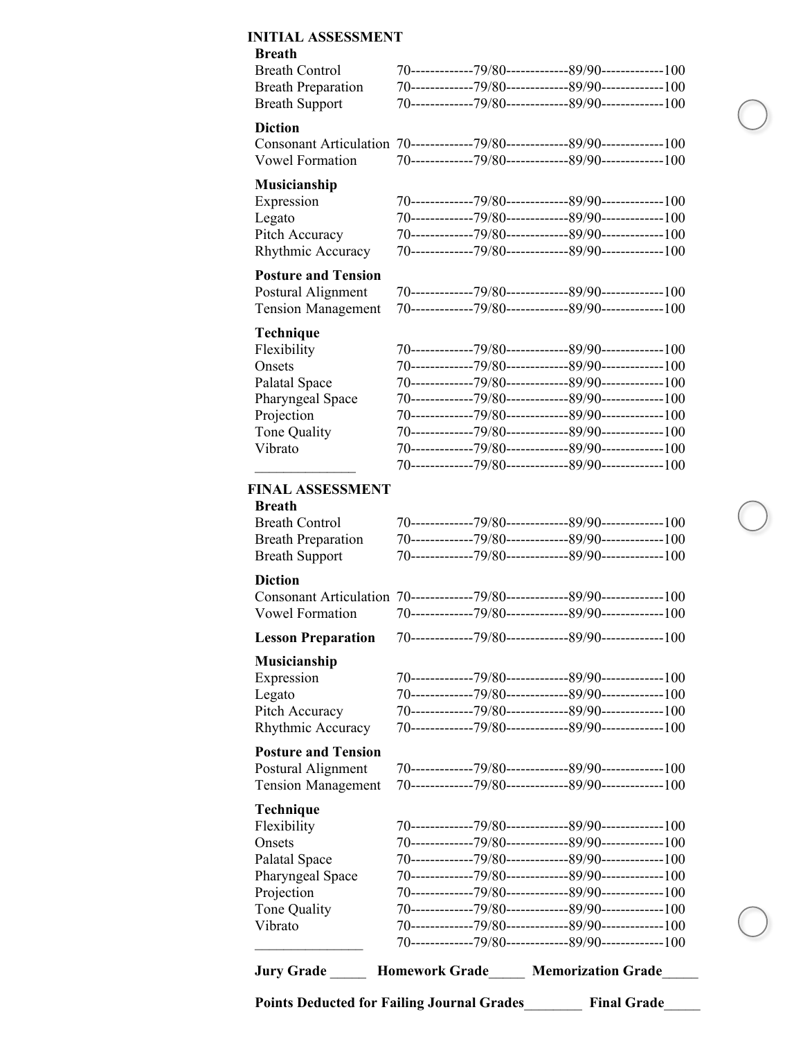**INITIAL ASSESSMENT**

**Breath**

| | |
|---|---|
| Breath Control | 70-------------79/80-------------89/90-------------100 |
| Breath Preparation | 70-------------79/80-------------89/90-------------100 |
| Breath Support | 70-------------79/80-------------89/90-------------100 |

**Diction**

| | |
|---|---|
| Consonant Articulation | 70-------------79/80-------------89/90-------------100 |
| Vowel Formation | 70-------------79/80-------------89/90-------------100 |

**Musicianship**

| | |
|---|---|
| Expression | 70-------------79/80-------------89/90-------------100 |
| Legato | 70-------------79/80-------------89/90-------------100 |
| Pitch Accuracy | 70-------------79/80-------------89/90-------------100 |
| Rhythmic Accuracy | 70-------------79/80-------------89/90-------------100 |

**Posture and Tension**

| | |
|---|---|
| Postural Alignment | 70-------------79/80-------------89/90-------------100 |
| Tension Management | 70-------------79/80-------------89/90-------------100 |

**Technique**

| | |
|---|---|
| Flexibility | 70-------------79/80-------------89/90-------------100 |
| Onsets | 70-------------79/80-------------89/90-------------100 |
| Palatal Space | 70-------------79/80-------------89/90-------------100 |
| Pharyngeal Space | 70-------------79/80-------------89/90-------------100 |
| Projection | 70-------------79/80-------------89/90-------------100 |
| Tone Quality | 70-------------79/80-------------89/90-------------100 |
| Vibrato | 70-------------79/80-------------89/90-------------100 |
| ______________ | 70-------------79/80-------------89/90-------------100 |

**FINAL ASSESSMENT**

**Breath**

| | |
|---|---|
| Breath Control | 70-------------79/80-------------89/90-------------100 |
| Breath Preparation | 70-------------79/80-------------89/90-------------100 |
| Breath Support | 70-------------79/80-------------89/90-------------100 |

**Diction**

| | |
|---|---|
| Consonant Articulation | 70-------------79/80-------------89/90-------------100 |
| Vowel Formation | 70-------------79/80-------------89/90-------------100 |

| | |
|---|---|
| **Lesson Preparation** | 70-------------79/80-------------89/90-------------100 |

**Musicianship**

| | |
|---|---|
| Expression | 70-------------79/80-------------89/90-------------100 |
| Legato | 70-------------79/80-------------89/90-------------100 |
| Pitch Accuracy | 70-------------79/80-------------89/90-------------100 |
| Rhythmic Accuracy | 70-------------79/80-------------89/90-------------100 |

**Posture and Tension**

| | |
|---|---|
| Postural Alignment | 70-------------79/80-------------89/90-------------100 |
| Tension Management | 70-------------79/80-------------89/90-------------100 |

**Technique**

| | |
|---|---|
| Flexibility | 70-------------79/80-------------89/90-------------100 |
| Onsets | 70-------------79/80-------------89/90-------------100 |
| Palatal Space | 70-------------79/80-------------89/90-------------100 |
| Pharyngeal Space | 70-------------79/80-------------89/90-------------100 |
| Projection | 70-------------79/80-------------89/90-------------100 |
| Tone Quality | 70-------------79/80-------------89/90-------------100 |
| Vibrato | 70-------------79/80-------------89/90-------------100 |
| _______________ | 70-------------79/80-------------89/90-------------100 |

**Jury Grade** _____ **Homework Grade**_____ **Memorization Grade**_____

**Points Deducted for Failing Journal Grades**________ **Final Grade**_____